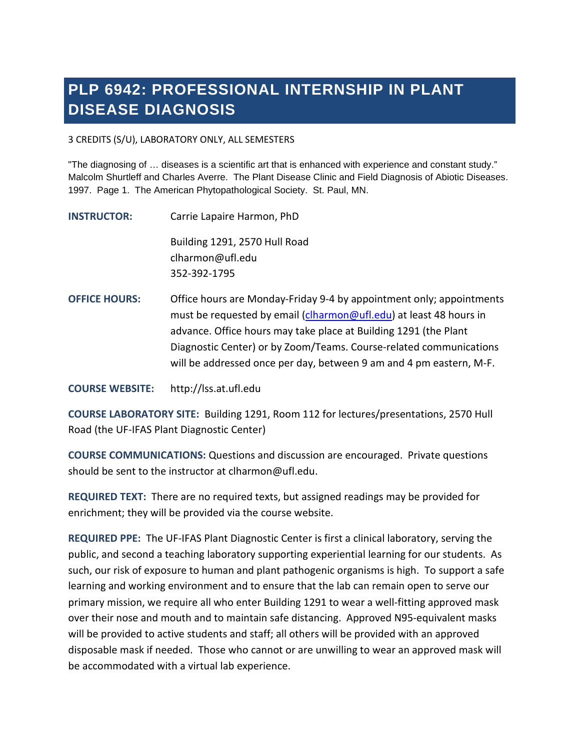# PLP 6942: PROFESSIONAL INTERNSHIP IN PLANT DISEASE DIAGNOSIS

3 CREDITS (S/U), LABORATORY ONLY, ALL SEMESTERS

"The diagnosing of … diseases is a scientific art that is enhanced with experience and constant study." Malcolm Shurtleff and Charles Averre. The Plant Disease Clinic and Field Diagnosis of Abiotic Diseases. 1997. Page 1. The American Phytopathological Society. St. Paul, MN.

**INSTRUCTOR:** Carrie Lapaire Harmon, PhD

Building 1291, 2570 Hull Road
clharmon@ufl.edu
352-392-1795

**OFFICE HOURS:** Office hours are Monday-Friday 9-4 by appointment only; appointments must be requested by email (clharmon@ufl.edu) at least 48 hours in advance. Office hours may take place at Building 1291 (the Plant Diagnostic Center) or by Zoom/Teams. Course-related communications will be addressed once per day, between 9 am and 4 pm eastern, M-F.

**COURSE WEBSITE:** http://lss.at.ufl.edu

**COURSE LABORATORY SITE:** Building 1291, Room 112 for lectures/presentations, 2570 Hull Road (the UF-IFAS Plant Diagnostic Center)

**COURSE COMMUNICATIONS:** Questions and discussion are encouraged. Private questions should be sent to the instructor at clharmon@ufl.edu.

**REQUIRED TEXT:** There are no required texts, but assigned readings may be provided for enrichment; they will be provided via the course website.

**REQUIRED PPE:** The UF-IFAS Plant Diagnostic Center is first a clinical laboratory, serving the public, and second a teaching laboratory supporting experiential learning for our students. As such, our risk of exposure to human and plant pathogenic organisms is high. To support a safe learning and working environment and to ensure that the lab can remain open to serve our primary mission, we require all who enter Building 1291 to wear a well-fitting approved mask over their nose and mouth and to maintain safe distancing. Approved N95-equivalent masks will be provided to active students and staff; all others will be provided with an approved disposable mask if needed. Those who cannot or are unwilling to wear an approved mask will be accommodated with a virtual lab experience.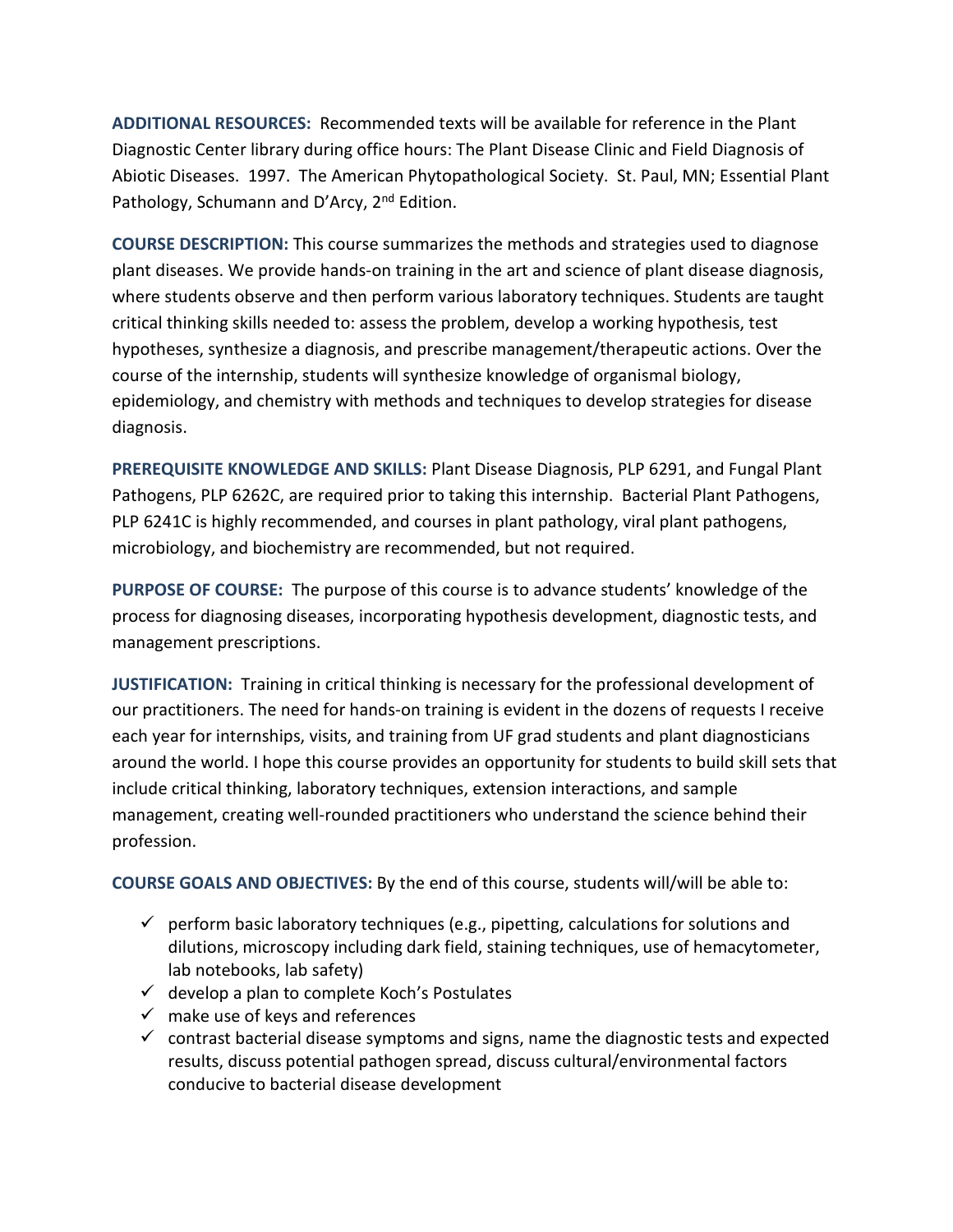**ADDITIONAL RESOURCES:** Recommended texts will be available for reference in the Plant Diagnostic Center library during office hours: The Plant Disease Clinic and Field Diagnosis of Abiotic Diseases. 1997. The American Phytopathological Society. St. Paul, MN; Essential Plant Pathology, Schumann and D'Arcy, 2nd Edition.

**COURSE DESCRIPTION:** This course summarizes the methods and strategies used to diagnose plant diseases. We provide hands-on training in the art and science of plant disease diagnosis, where students observe and then perform various laboratory techniques. Students are taught critical thinking skills needed to: assess the problem, develop a working hypothesis, test hypotheses, synthesize a diagnosis, and prescribe management/therapeutic actions. Over the course of the internship, students will synthesize knowledge of organismal biology, epidemiology, and chemistry with methods and techniques to develop strategies for disease diagnosis.

**PREREQUISITE KNOWLEDGE AND SKILLS:** Plant Disease Diagnosis, PLP 6291, and Fungal Plant Pathogens, PLP 6262C, are required prior to taking this internship. Bacterial Plant Pathogens, PLP 6241C is highly recommended, and courses in plant pathology, viral plant pathogens, microbiology, and biochemistry are recommended, but not required.

**PURPOSE OF COURSE:** The purpose of this course is to advance students' knowledge of the process for diagnosing diseases, incorporating hypothesis development, diagnostic tests, and management prescriptions.

**JUSTIFICATION:** Training in critical thinking is necessary for the professional development of our practitioners. The need for hands-on training is evident in the dozens of requests I receive each year for internships, visits, and training from UF grad students and plant diagnosticians around the world. I hope this course provides an opportunity for students to build skill sets that include critical thinking, laboratory techniques, extension interactions, and sample management, creating well-rounded practitioners who understand the science behind their profession.

**COURSE GOALS AND OBJECTIVES:** By the end of this course, students will/will be able to:

- ✓ perform basic laboratory techniques (e.g., pipetting, calculations for solutions and dilutions, microscopy including dark field, staining techniques, use of hemacytometer, lab notebooks, lab safety)
- ✓ develop a plan to complete Koch's Postulates
- ✓ make use of keys and references
- ✓ contrast bacterial disease symptoms and signs, name the diagnostic tests and expected results, discuss potential pathogen spread, discuss cultural/environmental factors conducive to bacterial disease development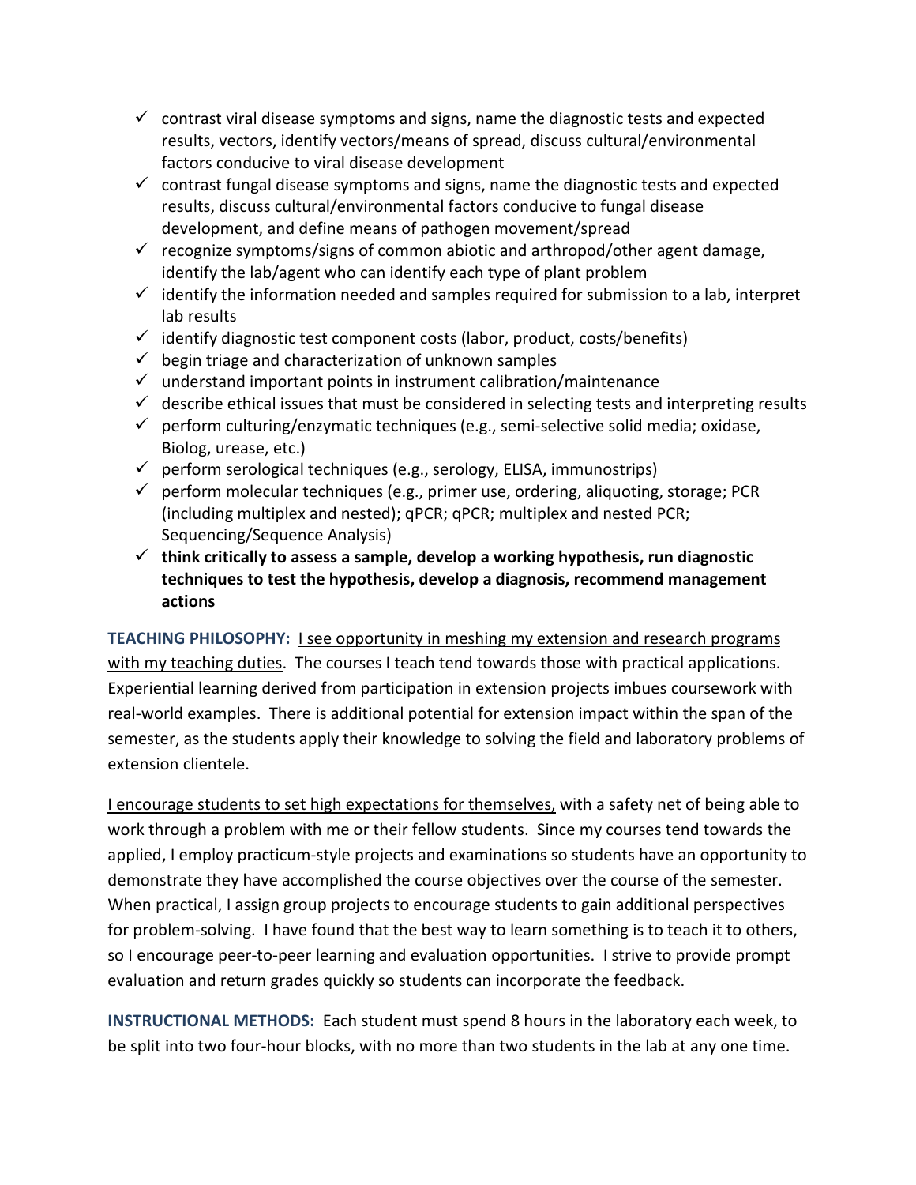- ✓ contrast viral disease symptoms and signs, name the diagnostic tests and expected results, vectors, identify vectors/means of spread, discuss cultural/environmental factors conducive to viral disease development
- ✓ contrast fungal disease symptoms and signs, name the diagnostic tests and expected results, discuss cultural/environmental factors conducive to fungal disease development, and define means of pathogen movement/spread
- ✓ recognize symptoms/signs of common abiotic and arthropod/other agent damage, identify the lab/agent who can identify each type of plant problem
- ✓ identify the information needed and samples required for submission to a lab, interpret lab results
- ✓ identify diagnostic test component costs (labor, product, costs/benefits)
- ✓ begin triage and characterization of unknown samples
- ✓ understand important points in instrument calibration/maintenance
- ✓ describe ethical issues that must be considered in selecting tests and interpreting results
- ✓ perform culturing/enzymatic techniques (e.g., semi-selective solid media; oxidase, Biolog, urease, etc.)
- ✓ perform serological techniques (e.g., serology, ELISA, immunostrips)
- ✓ perform molecular techniques (e.g., primer use, ordering, aliquoting, storage; PCR (including multiplex and nested); qPCR; qPCR; multiplex and nested PCR; Sequencing/Sequence Analysis)
- ✓ **think critically to assess a sample, develop a working hypothesis, run diagnostic techniques to test the hypothesis, develop a diagnosis, recommend management actions**

**TEACHING PHILOSOPHY:** I see opportunity in meshing my extension and research programs with my teaching duties. The courses I teach tend towards those with practical applications. Experiential learning derived from participation in extension projects imbues coursework with real-world examples. There is additional potential for extension impact within the span of the semester, as the students apply their knowledge to solving the field and laboratory problems of extension clientele.

I encourage students to set high expectations for themselves, with a safety net of being able to work through a problem with me or their fellow students. Since my courses tend towards the applied, I employ practicum-style projects and examinations so students have an opportunity to demonstrate they have accomplished the course objectives over the course of the semester. When practical, I assign group projects to encourage students to gain additional perspectives for problem-solving. I have found that the best way to learn something is to teach it to others, so I encourage peer-to-peer learning and evaluation opportunities. I strive to provide prompt evaluation and return grades quickly so students can incorporate the feedback.

**INSTRUCTIONAL METHODS:** Each student must spend 8 hours in the laboratory each week, to be split into two four-hour blocks, with no more than two students in the lab at any one time.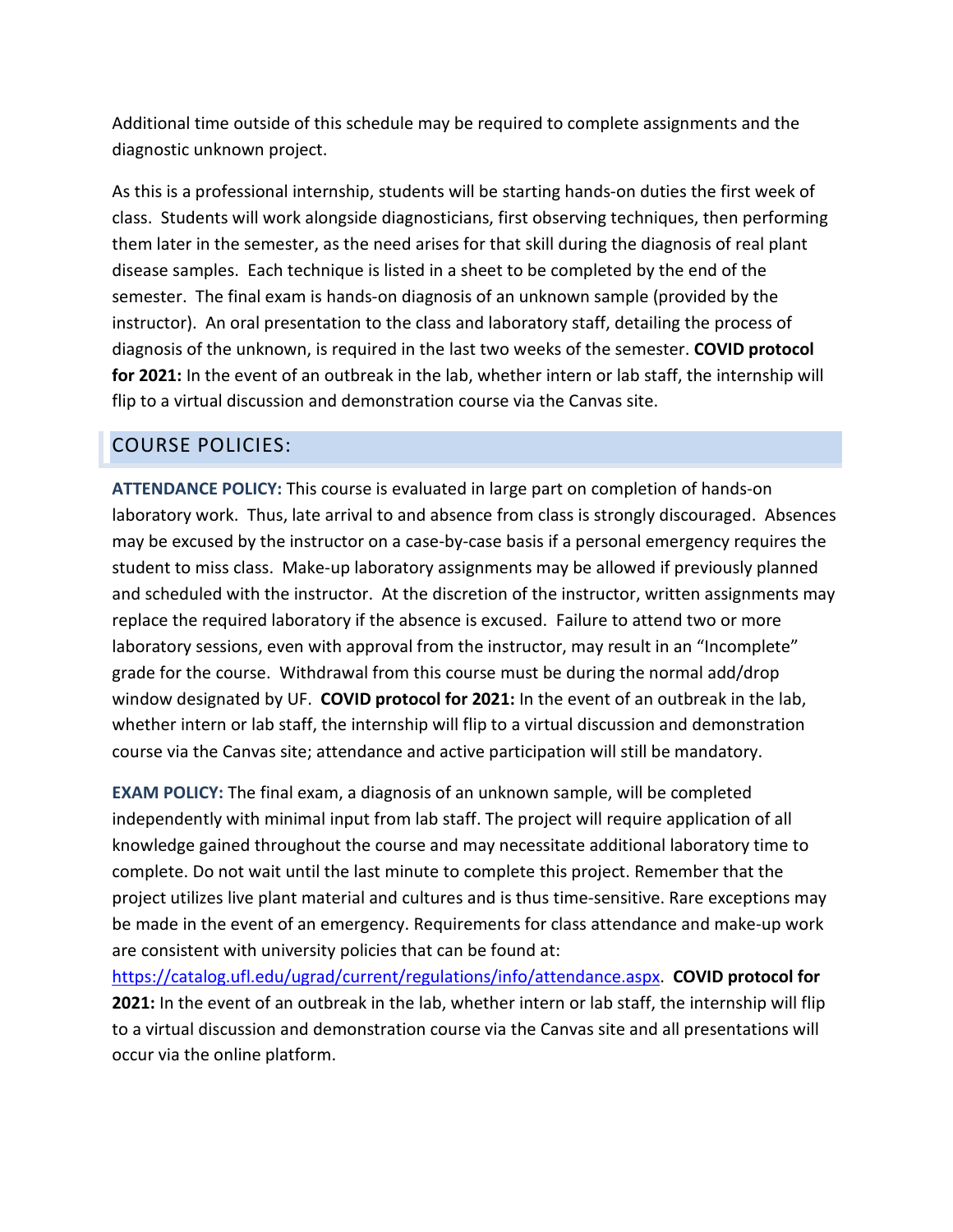Additional time outside of this schedule may be required to complete assignments and the diagnostic unknown project.

As this is a professional internship, students will be starting hands-on duties the first week of class. Students will work alongside diagnosticians, first observing techniques, then performing them later in the semester, as the need arises for that skill during the diagnosis of real plant disease samples. Each technique is listed in a sheet to be completed by the end of the semester. The final exam is hands-on diagnosis of an unknown sample (provided by the instructor). An oral presentation to the class and laboratory staff, detailing the process of diagnosis of the unknown, is required in the last two weeks of the semester. **COVID protocol for 2021:** In the event of an outbreak in the lab, whether intern or lab staff, the internship will flip to a virtual discussion and demonstration course via the Canvas site.

## COURSE POLICIES:

**ATTENDANCE POLICY:** This course is evaluated in large part on completion of hands-on laboratory work. Thus, late arrival to and absence from class is strongly discouraged. Absences may be excused by the instructor on a case-by-case basis if a personal emergency requires the student to miss class. Make-up laboratory assignments may be allowed if previously planned and scheduled with the instructor. At the discretion of the instructor, written assignments may replace the required laboratory if the absence is excused. Failure to attend two or more laboratory sessions, even with approval from the instructor, may result in an "Incomplete" grade for the course. Withdrawal from this course must be during the normal add/drop window designated by UF. **COVID protocol for 2021:** In the event of an outbreak in the lab, whether intern or lab staff, the internship will flip to a virtual discussion and demonstration course via the Canvas site; attendance and active participation will still be mandatory.

**EXAM POLICY:** The final exam, a diagnosis of an unknown sample, will be completed independently with minimal input from lab staff. The project will require application of all knowledge gained throughout the course and may necessitate additional laboratory time to complete. Do not wait until the last minute to complete this project. Remember that the project utilizes live plant material and cultures and is thus time-sensitive. Rare exceptions may be made in the event of an emergency. Requirements for class attendance and make-up work are consistent with university policies that can be found at: https://catalog.ufl.edu/ugrad/current/regulations/info/attendance.aspx. **COVID protocol for 2021:** In the event of an outbreak in the lab, whether intern or lab staff, the internship will flip to a virtual discussion and demonstration course via the Canvas site and all presentations will occur via the online platform.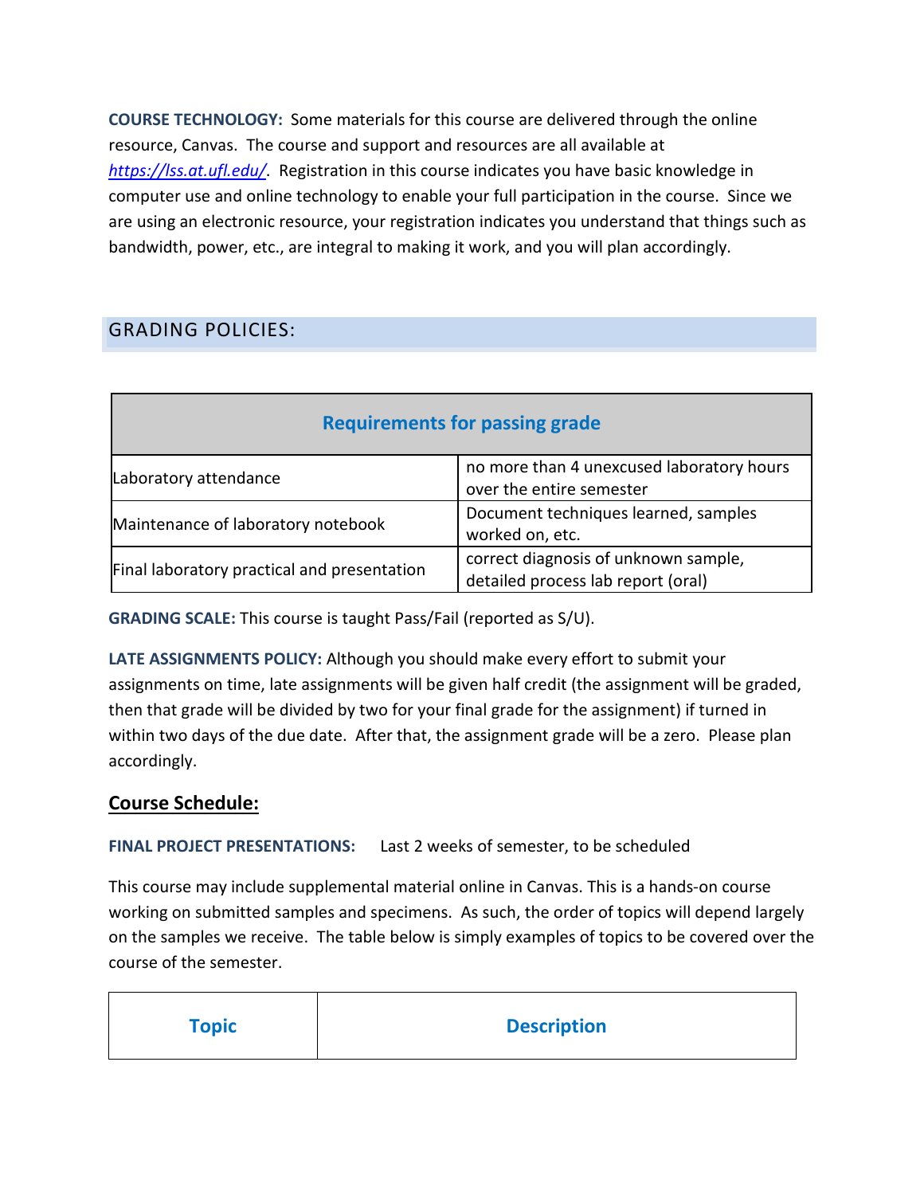**COURSE TECHNOLOGY:** Some materials for this course are delivered through the online resource, Canvas. The course and support and resources are all available at *https://lss.at.ufl.edu/*. Registration in this course indicates you have basic knowledge in computer use and online technology to enable your full participation in the course. Since we are using an electronic resource, your registration indicates you understand that things such as bandwidth, power, etc., are integral to making it work, and you will plan accordingly.

## GRADING POLICIES:

| **Requirements for passing grade** | |
|---|---|
| Laboratory attendance | no more than 4 unexcused laboratory hours over the entire semester |
| Maintenance of laboratory notebook | Document techniques learned, samples worked on, etc. |
| Final laboratory practical and presentation | correct diagnosis of unknown sample, detailed process lab report (oral) |

**GRADING SCALE:** This course is taught Pass/Fail (reported as S/U).

**LATE ASSIGNMENTS POLICY:** Although you should make every effort to submit your assignments on time, late assignments will be given half credit (the assignment will be graded, then that grade will be divided by two for your final grade for the assignment) if turned in within two days of the due date. After that, the assignment grade will be a zero. Please plan accordingly.

## Course Schedule:

**FINAL PROJECT PRESENTATIONS:** Last 2 weeks of semester, to be scheduled

This course may include supplemental material online in Canvas. This is a hands-on course working on submitted samples and specimens. As such, the order of topics will depend largely on the samples we receive. The table below is simply examples of topics to be covered over the course of the semester.

| Topic | Description |
|---|---|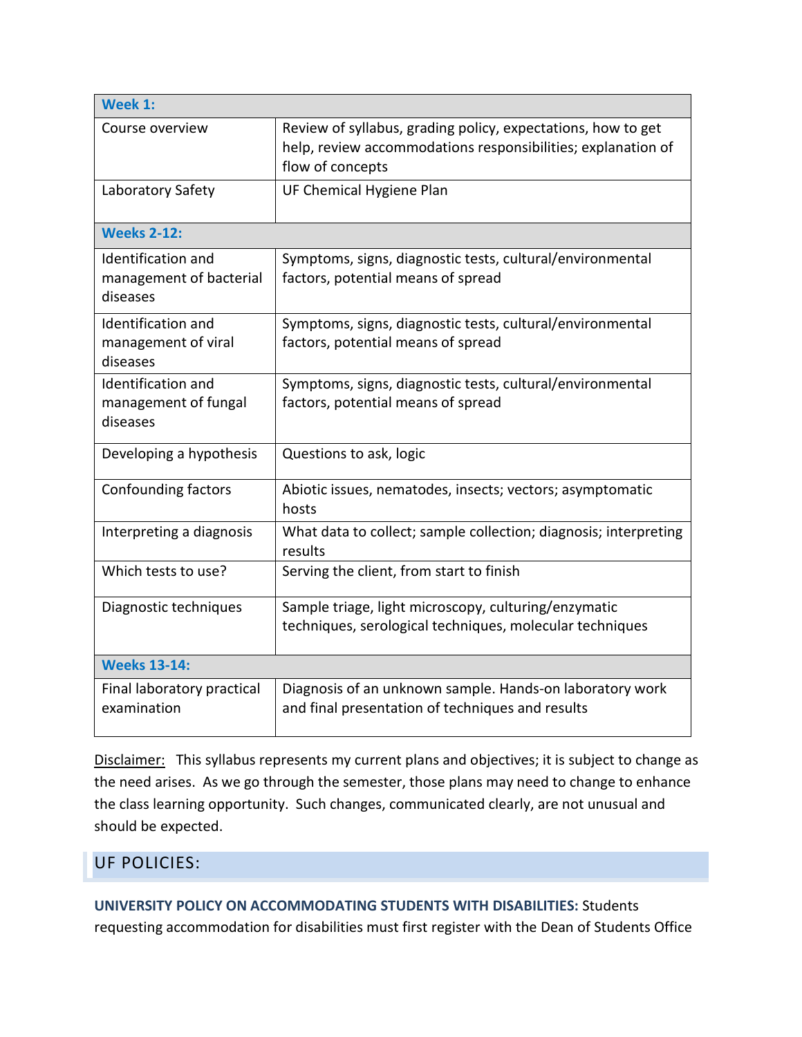| Week 1: | |
|---|---|
| Course overview | Review of syllabus, grading policy, expectations, how to get help, review accommodations responsibilities; explanation of flow of concepts |
| Laboratory Safety | UF Chemical Hygiene Plan |
| **Weeks 2-12:** | |
| Identification and management of bacterial diseases | Symptoms, signs, diagnostic tests, cultural/environmental factors, potential means of spread |
| Identification and management of viral diseases | Symptoms, signs, diagnostic tests, cultural/environmental factors, potential means of spread |
| Identification and management of fungal diseases | Symptoms, signs, diagnostic tests, cultural/environmental factors, potential means of spread |
| Developing a hypothesis | Questions to ask, logic |
| Confounding factors | Abiotic issues, nematodes, insects; vectors; asymptomatic hosts |
| Interpreting a diagnosis | What data to collect; sample collection; diagnosis; interpreting results |
| Which tests to use? | Serving the client, from start to finish |
| Diagnostic techniques | Sample triage, light microscopy, culturing/enzymatic techniques, serological techniques, molecular techniques |
| **Weeks 13-14:** | |
| Final laboratory practical examination | Diagnosis of an unknown sample. Hands-on laboratory work and final presentation of techniques and results |

Disclaimer: This syllabus represents my current plans and objectives; it is subject to change as the need arises. As we go through the semester, those plans may need to change to enhance the class learning opportunity. Such changes, communicated clearly, are not unusual and should be expected.

## UF POLICIES:

**UNIVERSITY POLICY ON ACCOMMODATING STUDENTS WITH DISABILITIES:** Students requesting accommodation for disabilities must first register with the Dean of Students Office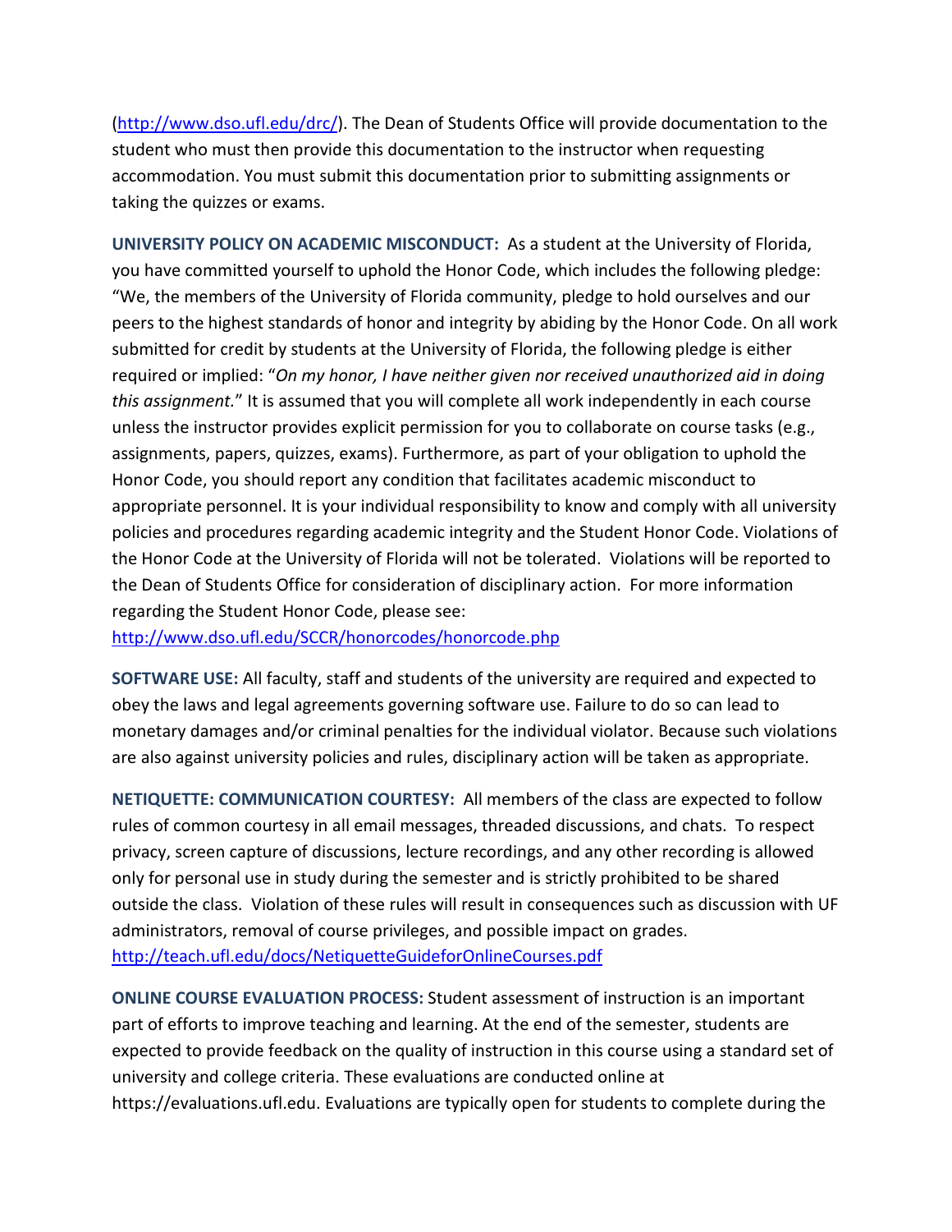(http://www.dso.ufl.edu/drc/). The Dean of Students Office will provide documentation to the student who must then provide this documentation to the instructor when requesting accommodation. You must submit this documentation prior to submitting assignments or taking the quizzes or exams.

**UNIVERSITY POLICY ON ACADEMIC MISCONDUCT:** As a student at the University of Florida, you have committed yourself to uphold the Honor Code, which includes the following pledge: "We, the members of the University of Florida community, pledge to hold ourselves and our peers to the highest standards of honor and integrity by abiding by the Honor Code. On all work submitted for credit by students at the University of Florida, the following pledge is either required or implied: "*On my honor, I have neither given nor received unauthorized aid in doing this assignment.*" It is assumed that you will complete all work independently in each course unless the instructor provides explicit permission for you to collaborate on course tasks (e.g., assignments, papers, quizzes, exams). Furthermore, as part of your obligation to uphold the Honor Code, you should report any condition that facilitates academic misconduct to appropriate personnel. It is your individual responsibility to know and comply with all university policies and procedures regarding academic integrity and the Student Honor Code. Violations of the Honor Code at the University of Florida will not be tolerated. Violations will be reported to the Dean of Students Office for consideration of disciplinary action. For more information regarding the Student Honor Code, please see: http://www.dso.ufl.edu/SCCR/honorcodes/honorcode.php

**SOFTWARE USE:** All faculty, staff and students of the university are required and expected to obey the laws and legal agreements governing software use. Failure to do so can lead to monetary damages and/or criminal penalties for the individual violator. Because such violations are also against university policies and rules, disciplinary action will be taken as appropriate.

**NETIQUETTE: COMMUNICATION COURTESY:** All members of the class are expected to follow rules of common courtesy in all email messages, threaded discussions, and chats. To respect privacy, screen capture of discussions, lecture recordings, and any other recording is allowed only for personal use in study during the semester and is strictly prohibited to be shared outside the class. Violation of these rules will result in consequences such as discussion with UF administrators, removal of course privileges, and possible impact on grades. http://teach.ufl.edu/docs/NetiquetteGuideforOnlineCourses.pdf

**ONLINE COURSE EVALUATION PROCESS:** Student assessment of instruction is an important part of efforts to improve teaching and learning. At the end of the semester, students are expected to provide feedback on the quality of instruction in this course using a standard set of university and college criteria. These evaluations are conducted online at https://evaluations.ufl.edu. Evaluations are typically open for students to complete during the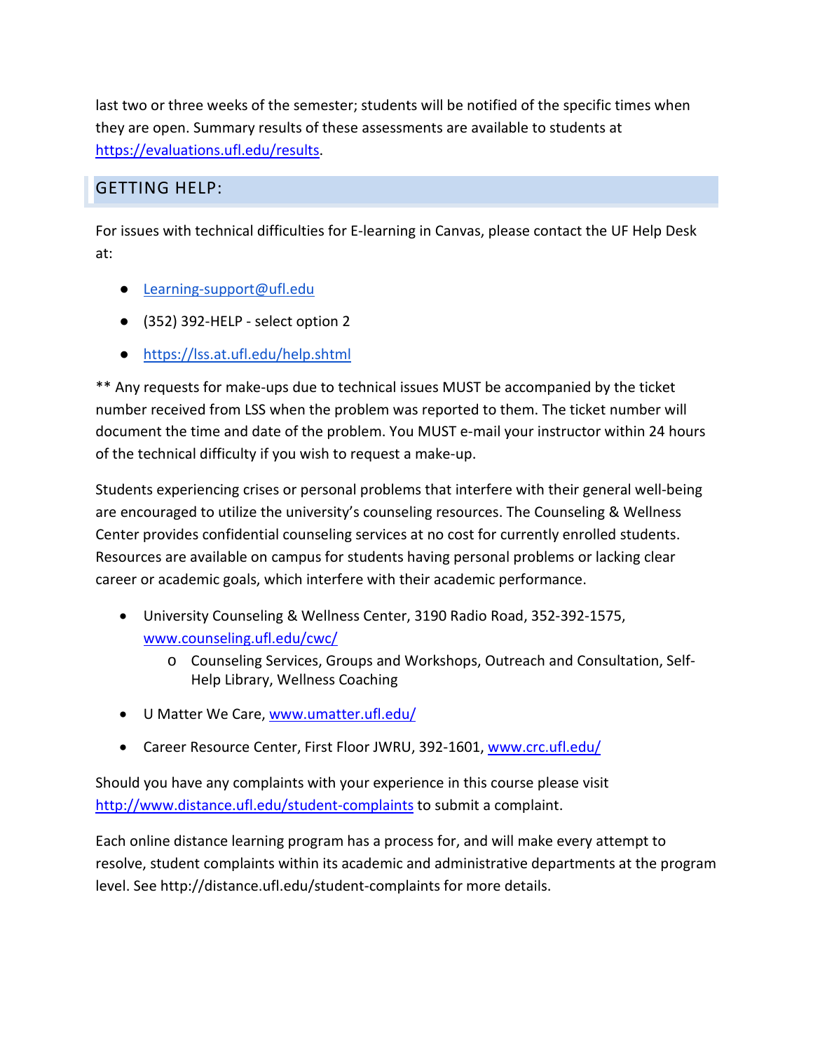last two or three weeks of the semester; students will be notified of the specific times when they are open. Summary results of these assessments are available to students at [https://evaluations.ufl.edu/results](https://evaluations.ufl.edu/results).

## GETTING HELP:

For issues with technical difficulties for E-learning in Canvas, please contact the UF Help Desk at:

- [Learning-support@ufl.edu](mailto:Learning-support@ufl.edu)
- (352) 392-HELP - select option 2
- [https://lss.at.ufl.edu/help.shtml](https://lss.at.ufl.edu/help.shtml)

** Any requests for make-ups due to technical issues MUST be accompanied by the ticket number received from LSS when the problem was reported to them. The ticket number will document the time and date of the problem. You MUST e-mail your instructor within 24 hours of the technical difficulty if you wish to request a make-up.

Students experiencing crises or personal problems that interfere with their general well-being are encouraged to utilize the university's counseling resources. The Counseling & Wellness Center provides confidential counseling services at no cost for currently enrolled students. Resources are available on campus for students having personal problems or lacking clear career or academic goals, which interfere with their academic performance.

- University Counseling & Wellness Center, 3190 Radio Road, 352-392-1575, [www.counseling.ufl.edu/cwc/](http://www.counseling.ufl.edu/cwc/)
    - Counseling Services, Groups and Workshops, Outreach and Consultation, Self-Help Library, Wellness Coaching
- U Matter We Care, [www.umatter.ufl.edu/](http://www.umatter.ufl.edu/)
- Career Resource Center, First Floor JWRU, 392-1601, [www.crc.ufl.edu/](http://www.crc.ufl.edu/)

Should you have any complaints with your experience in this course please visit [http://www.distance.ufl.edu/student-complaints](http://www.distance.ufl.edu/student-complaints) to submit a complaint.

Each online distance learning program has a process for, and will make every attempt to resolve, student complaints within its academic and administrative departments at the program level. See http://distance.ufl.edu/student-complaints for more details.